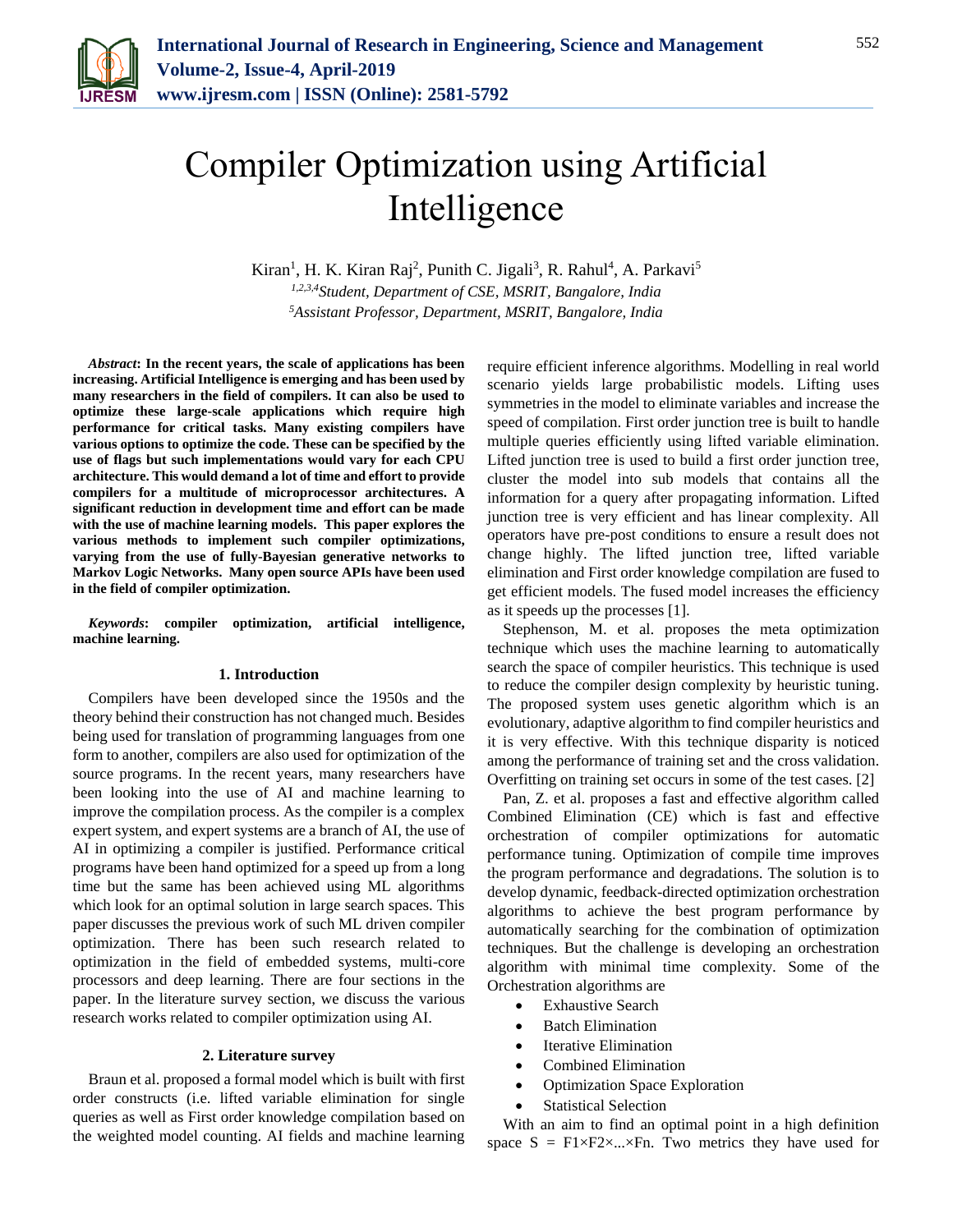# Compiler Optimization using Artificial Intelligence

Kiran[1], H. K. Kiran Raj[2], Punith C. Jigali[3], R. Rahul[4], A. Parkavi[5]

[1,2,3,4]*Student, Department of CSE, MSRIT, Bangalore, India*

[5]*Assistant Professor, Department, MSRIT, Bangalore, India*

***Abstract*****: In the recent years, the scale of applications has been increasing. Artificial Intelligence is emerging and has been used by many researchers in the field of compilers. It can also be used to optimize these large-scale applications which require high performance for critical tasks. Many existing compilers have various options to optimize the code. These can be specified by the use of flags but such implementations would vary for each CPU architecture. This would demand a lot of time and effort to provide compilers for a multitude of microprocessor architectures. A significant reduction in development time and effort can be made with the use of machine learning models. This paper explores the various methods to implement such compiler optimizations, varying from the use of fully-Bayesian generative networks to Markov Logic Networks. Many open source APIs have been used in the field of compiler optimization.**

***Keywords*****: compiler optimization, artificial intelligence, machine learning.**

## 1. Introduction

Compilers have been developed since the 1950s and the theory behind their construction has not changed much. Besides being used for translation of programming languages from one form to another, compilers are also used for optimization of the source programs. In the recent years, many researchers have been looking into the use of AI and machine learning to improve the compilation process. As the compiler is a complex expert system, and expert systems are a branch of AI, the use of AI in optimizing a compiler is justified. Performance critical programs have been hand optimized for a speed up from a long time but the same has been achieved using ML algorithms which look for an optimal solution in large search spaces. This paper discusses the previous work of such ML driven compiler optimization. There has been such research related to optimization in the field of embedded systems, multi-core processors and deep learning. There are four sections in the paper. In the literature survey section, we discuss the various research works related to compiler optimization using AI.

## 2. Literature survey

Braun et al. proposed a formal model which is built with first order constructs (i.e. lifted variable elimination for single queries as well as First order knowledge compilation based on the weighted model counting. AI fields and machine learning require efficient inference algorithms. Modelling in real world scenario yields large probabilistic models. Lifting uses symmetries in the model to eliminate variables and increase the speed of compilation. First order junction tree is built to handle multiple queries efficiently using lifted variable elimination. Lifted junction tree is used to build a first order junction tree, cluster the model into sub models that contains all the information for a query after propagating information. Lifted junction tree is very efficient and has linear complexity. All operators have pre-post conditions to ensure a result does not change highly. The lifted junction tree, lifted variable elimination and First order knowledge compilation are fused to get efficient models. The fused model increases the efficiency as it speeds up the processes [1].

Stephenson, M. et al. proposes the meta optimization technique which uses the machine learning to automatically search the space of compiler heuristics. This technique is used to reduce the compiler design complexity by heuristic tuning. The proposed system uses genetic algorithm which is an evolutionary, adaptive algorithm to find compiler heuristics and it is very effective. With this technique disparity is noticed among the performance of training set and the cross validation. Overfitting on training set occurs in some of the test cases. [2]

Pan, Z. et al. proposes a fast and effective algorithm called Combined Elimination (CE) which is fast and effective orchestration of compiler optimizations for automatic performance tuning. Optimization of compile time improves the program performance and degradations. The solution is to develop dynamic, feedback-directed optimization orchestration algorithms to achieve the best program performance by automatically searching for the combination of optimization techniques. But the challenge is developing an orchestration algorithm with minimal time complexity. Some of the Orchestration algorithms are

- Exhaustive Search
- Batch Elimination
- Iterative Elimination
- Combined Elimination
- Optimization Space Exploration
- Statistical Selection

With an aim to find an optimal point in a high definition space $S = F1 \times F2 \times ... \times Fn$. Two metrics they have used for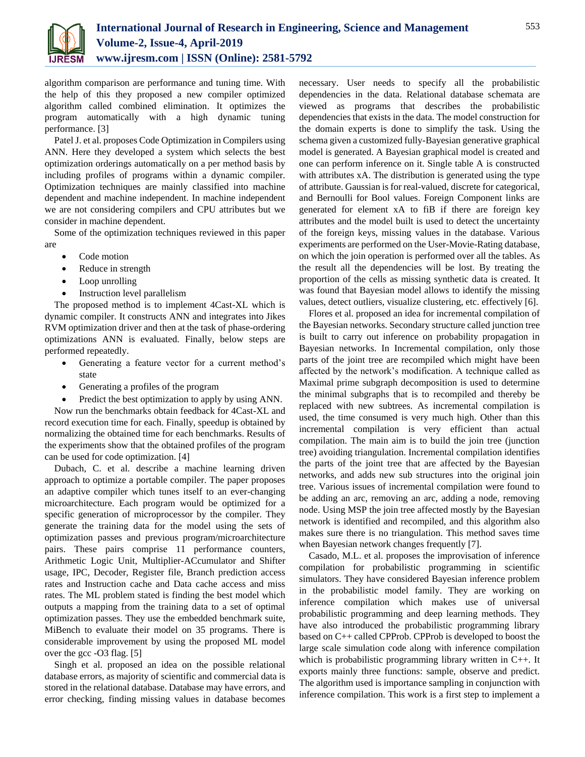algorithm comparison are performance and tuning time. With the help of this they proposed a new compiler optimized algorithm called combined elimination. It optimizes the program automatically with a high dynamic tuning performance. [3]

Patel J. et al. proposes Code Optimization in Compilers using ANN. Here they developed a system which selects the best optimization orderings automatically on a per method basis by including profiles of programs within a dynamic compiler. Optimization techniques are mainly classified into machine dependent and machine independent. In machine independent we are not considering compilers and CPU attributes but we consider in machine dependent.

Some of the optimization techniques reviewed in this paper are

- Code motion
- Reduce in strength
- Loop unrolling
- Instruction level parallelism

The proposed method is to implement 4Cast-XL which is dynamic compiler. It constructs ANN and integrates into Jikes RVM optimization driver and then at the task of phase-ordering optimizations ANN is evaluated. Finally, below steps are performed repeatedly.

- Generating a feature vector for a current method's state
- Generating a profiles of the program
- Predict the best optimization to apply by using ANN.

Now run the benchmarks obtain feedback for 4Cast-XL and record execution time for each. Finally, speedup is obtained by normalizing the obtained time for each benchmarks. Results of the experiments show that the obtained profiles of the program can be used for code optimization. [4]

Dubach, C. et al. describe a machine learning driven approach to optimize a portable compiler. The paper proposes an adaptive compiler which tunes itself to an ever-changing microarchitecture. Each program would be optimized for a specific generation of microprocessor by the compiler. They generate the training data for the model using the sets of optimization passes and previous program/microarchitecture pairs. These pairs comprise 11 performance counters, Arithmetic Logic Unit, Multiplier-ACcumulator and Shifter usage, IPC, Decoder, Register file, Branch prediction access rates and Instruction cache and Data cache access and miss rates. The ML problem stated is finding the best model which outputs a mapping from the training data to a set of optimal optimization passes. They use the embedded benchmark suite, MiBench to evaluate their model on 35 programs. There is considerable improvement by using the proposed ML model over the gcc -O3 flag. [5]

Singh et al. proposed an idea on the possible relational database errors, as majority of scientific and commercial data is stored in the relational database. Database may have errors, and error checking, finding missing values in database becomes necessary. User needs to specify all the probabilistic dependencies in the data. Relational database schemata are viewed as programs that describes the probabilistic dependencies that exists in the data. The model construction for the domain experts is done to simplify the task. Using the schema given a customized fully-Bayesian generative graphical model is generated. A Bayesian graphical model is created and one can perform inference on it. Single table A is constructed with attributes xA. The distribution is generated using the type of attribute. Gaussian is for real-valued, discrete for categorical, and Bernoulli for Bool values. Foreign Component links are generated for element xA to fiB if there are foreign key attributes and the model built is used to detect the uncertainty of the foreign keys, missing values in the database. Various experiments are performed on the User-Movie-Rating database, on which the join operation is performed over all the tables. As the result all the dependencies will be lost. By treating the proportion of the cells as missing synthetic data is created. It was found that Bayesian model allows to identify the missing values, detect outliers, visualize clustering, etc. effectively [6].

Flores et al. proposed an idea for incremental compilation of the Bayesian networks. Secondary structure called junction tree is built to carry out inference on probability propagation in Bayesian networks. In Incremental compilation, only those parts of the joint tree are recompiled which might have been affected by the network's modification. A technique called as Maximal prime subgraph decomposition is used to determine the minimal subgraphs that is to recompiled and thereby be replaced with new subtrees. As incremental compilation is used, the time consumed is very much high. Other than this incremental compilation is very efficient than actual compilation. The main aim is to build the join tree (junction tree) avoiding triangulation. Incremental compilation identifies the parts of the joint tree that are affected by the Bayesian networks, and adds new sub structures into the original join tree. Various issues of incremental compilation were found to be adding an arc, removing an arc, adding a node, removing node. Using MSP the join tree affected mostly by the Bayesian network is identified and recompiled, and this algorithm also makes sure there is no triangulation. This method saves time when Bayesian network changes frequently [7].

Casado, M.L. et al. proposes the improvisation of inference compilation for probabilistic programming in scientific simulators. They have considered Bayesian inference problem in the probabilistic model family. They are working on inference compilation which makes use of universal probabilistic programming and deep learning methods. They have also introduced the probabilistic programming library based on C++ called CPProb. CPProb is developed to boost the large scale simulation code along with inference compilation which is probabilistic programming library written in C++. It exports mainly three functions: sample, observe and predict. The algorithm used is importance sampling in conjunction with inference compilation. This work is a first step to implement a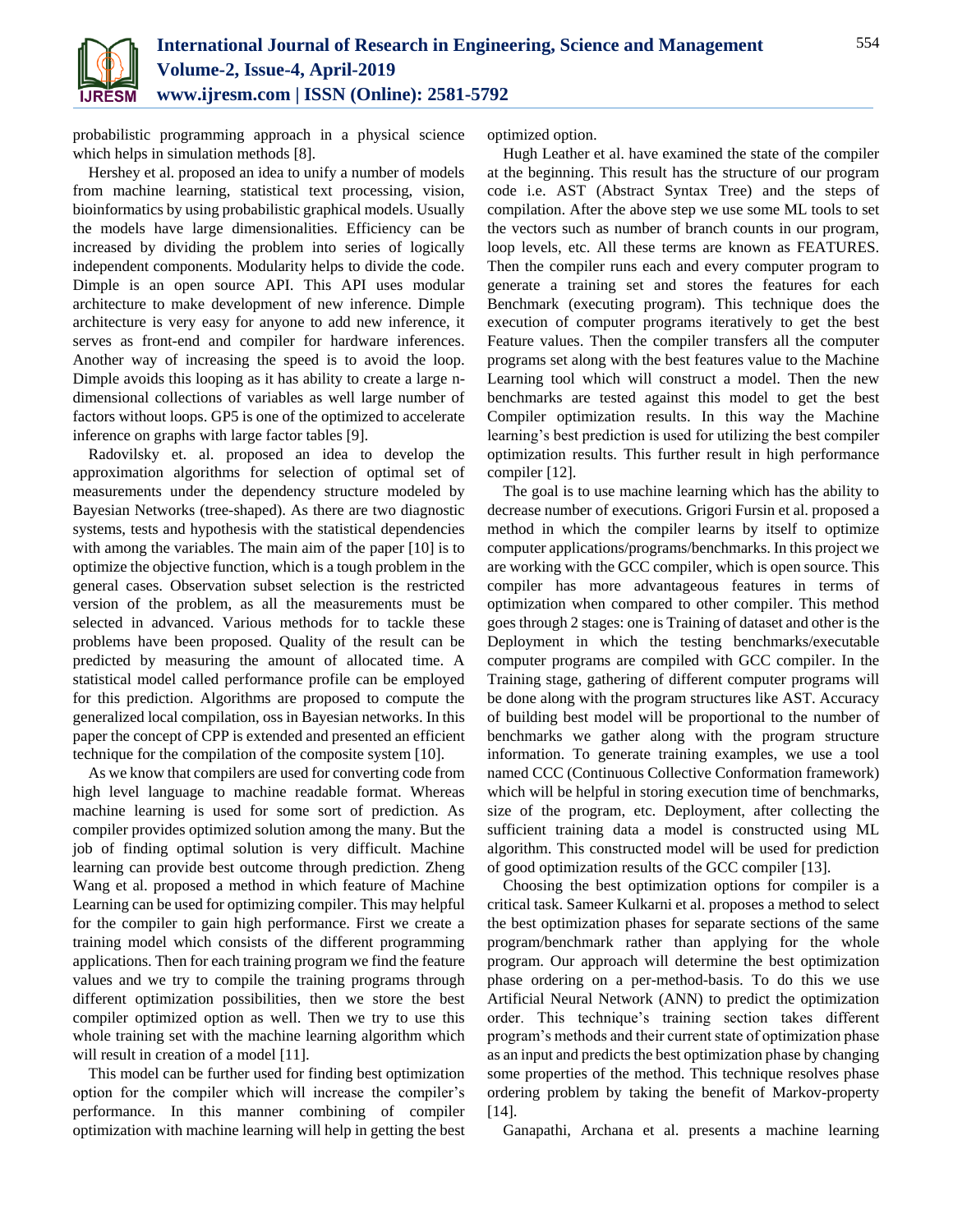probabilistic programming approach in a physical science which helps in simulation methods [8].

Hershey et al. proposed an idea to unify a number of models from machine learning, statistical text processing, vision, bioinformatics by using probabilistic graphical models. Usually the models have large dimensionalities. Efficiency can be increased by dividing the problem into series of logically independent components. Modularity helps to divide the code. Dimple is an open source API. This API uses modular architecture to make development of new inference. Dimple architecture is very easy for anyone to add new inference, it serves as front-end and compiler for hardware inferences. Another way of increasing the speed is to avoid the loop. Dimple avoids this looping as it has ability to create a large n-dimensional collections of variables as well large number of factors without loops. GP5 is one of the optimized to accelerate inference on graphs with large factor tables [9].

Radovilsky et. al. proposed an idea to develop the approximation algorithms for selection of optimal set of measurements under the dependency structure modeled by Bayesian Networks (tree-shaped). As there are two diagnostic systems, tests and hypothesis with the statistical dependencies with among the variables. The main aim of the paper [10] is to optimize the objective function, which is a tough problem in the general cases. Observation subset selection is the restricted version of the problem, as all the measurements must be selected in advanced. Various methods for to tackle these problems have been proposed. Quality of the result can be predicted by measuring the amount of allocated time. A statistical model called performance profile can be employed for this prediction. Algorithms are proposed to compute the generalized local compilation, os in Bayesian networks. In this paper the concept of CPP is extended and presented an efficient technique for the compilation of the composite system [10].

As we know that compilers are used for converting code from high level language to machine readable format. Whereas machine learning is used for some sort of prediction. As compiler provides optimized solution among the many. But the job of finding optimal solution is very difficult. Machine learning can provide best outcome through prediction. Zheng Wang et al. proposed a method in which feature of Machine Learning can be used for optimizing compiler. This may helpful for the compiler to gain high performance. First we create a training model which consists of the different programming applications. Then for each training program we find the feature values and we try to compile the training programs through different optimization possibilities, then we store the best compiler optimized option as well. Then we try to use this whole training set with the machine learning algorithm which will result in creation of a model [11].

This model can be further used for finding best optimization option for the compiler which will increase the compiler's performance. In this manner combining of compiler optimization with machine learning will help in getting the best optimized option.

Hugh Leather et al. have examined the state of the compiler at the beginning. This result has the structure of our program code i.e. AST (Abstract Syntax Tree) and the steps of compilation. After the above step we use some ML tools to set the vectors such as number of branch counts in our program, loop levels, etc. All these terms are known as FEATURES. Then the compiler runs each and every computer program to generate a training set and stores the features for each Benchmark (executing program). This technique does the execution of computer programs iteratively to get the best Feature values. Then the compiler transfers all the computer programs set along with the best features value to the Machine Learning tool which will construct a model. Then the new benchmarks are tested against this model to get the best Compiler optimization results. In this way the Machine learning's best prediction is used for utilizing the best compiler optimization results. This further result in high performance compiler [12].

The goal is to use machine learning which has the ability to decrease number of executions. Grigori Fursin et al. proposed a method in which the compiler learns by itself to optimize computer applications/programs/benchmarks. In this project we are working with the GCC compiler, which is open source. This compiler has more advantageous features in terms of optimization when compared to other compiler. This method goes through 2 stages: one is Training of dataset and other is the Deployment in which the testing benchmarks/executable computer programs are compiled with GCC compiler. In the Training stage, gathering of different computer programs will be done along with the program structures like AST. Accuracy of building best model will be proportional to the number of benchmarks we gather along with the program structure information. To generate training examples, we use a tool named CCC (Continuous Collective Conformation framework) which will be helpful in storing execution time of benchmarks, size of the program, etc. Deployment, after collecting the sufficient training data a model is constructed using ML algorithm. This constructed model will be used for prediction of good optimization results of the GCC compiler [13].

Choosing the best optimization options for compiler is a critical task. Sameer Kulkarni et al. proposes a method to select the best optimization phases for separate sections of the same program/benchmark rather than applying for the whole program. Our approach will determine the best optimization phase ordering on a per-method-basis. To do this we use Artificial Neural Network (ANN) to predict the optimization order. This technique's training section takes different program's methods and their current state of optimization phase as an input and predicts the best optimization phase by changing some properties of the method. This technique resolves phase ordering problem by taking the benefit of Markov-property [14].

Ganapathi, Archana et al. presents a machine learning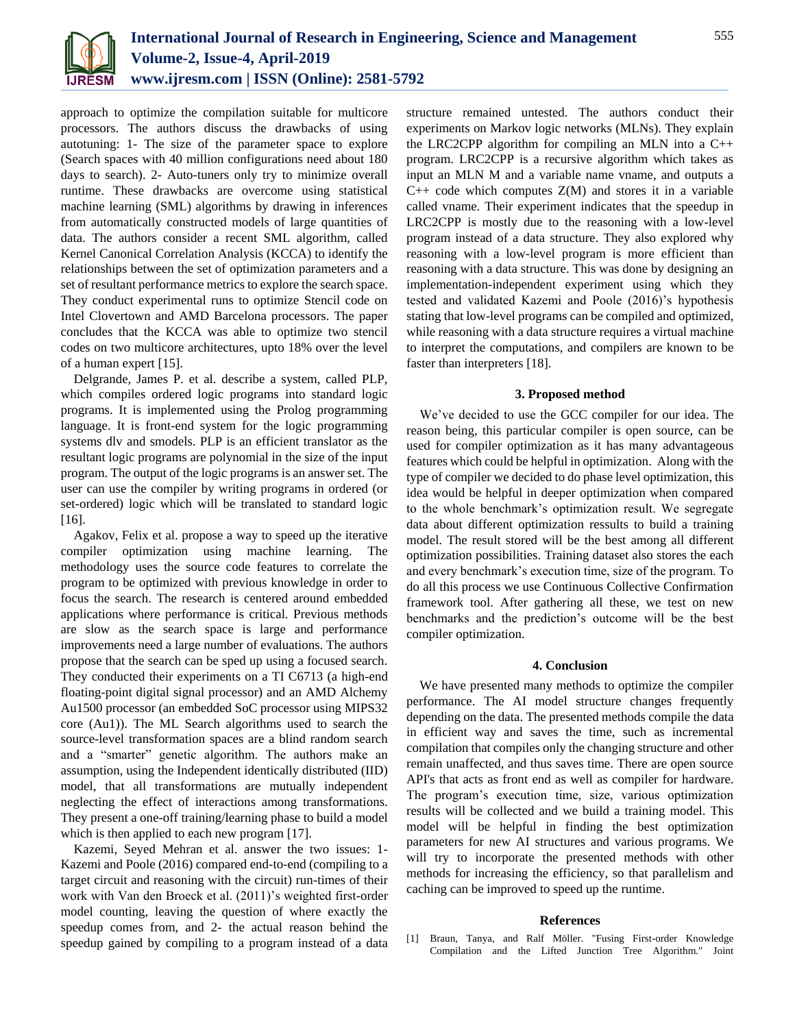approach to optimize the compilation suitable for multicore processors. The authors discuss the drawbacks of using autotuning: 1- The size of the parameter space to explore (Search spaces with 40 million configurations need about 180 days to search). 2- Auto-tuners only try to minimize overall runtime. These drawbacks are overcome using statistical machine learning (SML) algorithms by drawing in inferences from automatically constructed models of large quantities of data. The authors consider a recent SML algorithm, called Kernel Canonical Correlation Analysis (KCCA) to identify the relationships between the set of optimization parameters and a set of resultant performance metrics to explore the search space. They conduct experimental runs to optimize Stencil code on Intel Clovertown and AMD Barcelona processors. The paper concludes that the KCCA was able to optimize two stencil codes on two multicore architectures, upto 18% over the level of a human expert [15].

Delgrande, James P. et al. describe a system, called PLP, which compiles ordered logic programs into standard logic programs. It is implemented using the Prolog programming language. It is front-end system for the logic programming systems dlv and smodels. PLP is an efficient translator as the resultant logic programs are polynomial in the size of the input program. The output of the logic programs is an answer set. The user can use the compiler by writing programs in ordered (or set-ordered) logic which will be translated to standard logic [16].

Agakov, Felix et al. propose a way to speed up the iterative compiler optimization using machine learning. The methodology uses the source code features to correlate the program to be optimized with previous knowledge in order to focus the search. The research is centered around embedded applications where performance is critical. Previous methods are slow as the search space is large and performance improvements need a large number of evaluations. The authors propose that the search can be sped up using a focused search. They conducted their experiments on a TI C6713 (a high-end floating-point digital signal processor) and an AMD Alchemy Au1500 processor (an embedded SoC processor using MIPS32 core (Au1)). The ML Search algorithms used to search the source-level transformation spaces are a blind random search and a "smarter" genetic algorithm. The authors make an assumption, using the Independent identically distributed (IID) model, that all transformations are mutually independent neglecting the effect of interactions among transformations. They present a one-off training/learning phase to build a model which is then applied to each new program [17].

Kazemi, Seyed Mehran et al. answer the two issues: 1- Kazemi and Poole (2016) compared end-to-end (compiling to a target circuit and reasoning with the circuit) run-times of their work with Van den Broeck et al. (2011)'s weighted first-order model counting, leaving the question of where exactly the speedup comes from, and 2- the actual reason behind the speedup gained by compiling to a program instead of a data structure remained untested. The authors conduct their experiments on Markov logic networks (MLNs). They explain the LRC2CPP algorithm for compiling an MLN into a C++ program. LRC2CPP is a recursive algorithm which takes as input an MLN M and a variable name vname, and outputs a C++ code which computes Z(M) and stores it in a variable called vname. Their experiment indicates that the speedup in LRC2CPP is mostly due to the reasoning with a low-level program instead of a data structure. They also explored why reasoning with a low-level program is more efficient than reasoning with a data structure. This was done by designing an implementation-independent experiment using which they tested and validated Kazemi and Poole (2016)'s hypothesis stating that low-level programs can be compiled and optimized, while reasoning with a data structure requires a virtual machine to interpret the computations, and compilers are known to be faster than interpreters [18].

## 3. Proposed method

We've decided to use the GCC compiler for our idea. The reason being, this particular compiler is open source, can be used for compiler optimization as it has many advantageous features which could be helpful in optimization. Along with the type of compiler we decided to do phase level optimization, this idea would be helpful in deeper optimization when compared to the whole benchmark's optimization result. We segregate data about different optimization ressults to build a training model. The result stored will be the best among all different optimization possibilities. Training dataset also stores the each and every benchmark's execution time, size of the program. To do all this process we use Continuous Collective Confirmation framework tool. After gathering all these, we test on new benchmarks and the prediction's outcome will be the best compiler optimization.

## 4. Conclusion

We have presented many methods to optimize the compiler performance. The AI model structure changes frequently depending on the data. The presented methods compile the data in efficient way and saves the time, such as incremental compilation that compiles only the changing structure and other remain unaffected, and thus saves time. There are open source API's that acts as front end as well as compiler for hardware. The program's execution time, size, various optimization results will be collected and we build a training model. This model will be helpful in finding the best optimization parameters for new AI structures and various programs. We will try to incorporate the presented methods with other methods for increasing the efficiency, so that parallelism and caching can be improved to speed up the runtime.

## References

[1] Braun, Tanya, and Ralf Möller. "Fusing First-order Knowledge Compilation and the Lifted Junction Tree Algorithm." Joint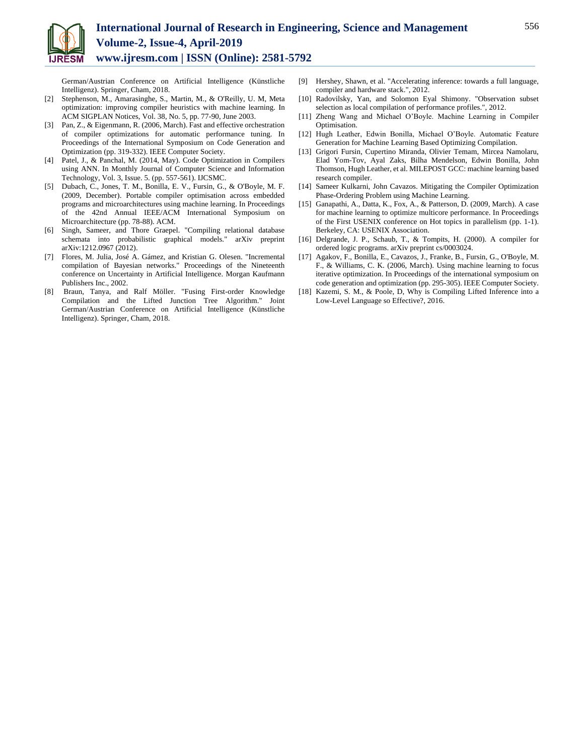German/Austrian Conference on Artificial Intelligence (Künstliche Intelligenz). Springer, Cham, 2018.

[2] Stephenson, M., Amarasinghe, S., Martin, M., & O'Reilly, U. M, Meta optimization: improving compiler heuristics with machine learning. In ACM SIGPLAN Notices, Vol. 38, No. 5, pp. 77-90, June 2003.

[3] Pan, Z., & Eigenmann, R. (2006, March). Fast and effective orchestration of compiler optimizations for automatic performance tuning. In Proceedings of the International Symposium on Code Generation and Optimization (pp. 319-332). IEEE Computer Society.

[4] Patel, J., & Panchal, M. (2014, May). Code Optimization in Compilers using ANN. In Monthly Journal of Computer Science and Information Technology, Vol. 3, Issue. 5. (pp. 557-561). IJCSMC.

[5] Dubach, C., Jones, T. M., Bonilla, E. V., Fursin, G., & O'Boyle, M. F. (2009, December). Portable compiler optimisation across embedded programs and microarchitectures using machine learning. In Proceedings of the 42nd Annual IEEE/ACM International Symposium on Microarchitecture (pp. 78-88). ACM.

[6] Singh, Sameer, and Thore Graepel. "Compiling relational database schemata into probabilistic graphical models." arXiv preprint arXiv:1212.0967 (2012).

[7] Flores, M. Julia, José A. Gámez, and Kristian G. Olesen. "Incremental compilation of Bayesian networks." Proceedings of the Nineteenth conference on Uncertainty in Artificial Intelligence. Morgan Kaufmann Publishers Inc., 2002.

[8] Braun, Tanya, and Ralf Möller. "Fusing First-order Knowledge Compilation and the Lifted Junction Tree Algorithm." Joint German/Austrian Conference on Artificial Intelligence (Künstliche Intelligenz). Springer, Cham, 2018.

[9] Hershey, Shawn, et al. "Accelerating inference: towards a full language, compiler and hardware stack.", 2012.

[10] Radovilsky, Yan, and Solomon Eyal Shimony. "Observation subset selection as local compilation of performance profiles.", 2012.

[11] Zheng Wang and Michael O'Boyle. Machine Learning in Compiler Optimisation.

[12] Hugh Leather, Edwin Bonilla, Michael O'Boyle. Automatic Feature Generation for Machine Learning Based Optimizing Compilation.

[13] Grigori Fursin, Cupertino Miranda, Olivier Temam, Mircea Namolaru, Elad Yom-Tov, Ayal Zaks, Bilha Mendelson, Edwin Bonilla, John Thomson, Hugh Leather, et al. MILEPOST GCC: machine learning based research compiler.

[14] Sameer Kulkarni, John Cavazos. Mitigating the Compiler Optimization Phase-Ordering Problem using Machine Learning.

[15] Ganapathi, A., Datta, K., Fox, A., & Patterson, D. (2009, March). A case for machine learning to optimize multicore performance. In Proceedings of the First USENIX conference on Hot topics in parallelism (pp. 1-1). Berkeley, CA: USENIX Association.

[16] Delgrande, J. P., Schaub, T., & Tompits, H. (2000). A compiler for ordered logic programs. arXiv preprint cs/0003024.

[17] Agakov, F., Bonilla, E., Cavazos, J., Franke, B., Fursin, G., O'Boyle, M. F., & Williams, C. K. (2006, March). Using machine learning to focus iterative optimization. In Proceedings of the international symposium on code generation and optimization (pp. 295-305). IEEE Computer Society.

[18] Kazemi, S. M., & Poole, D, Why is Compiling Lifted Inference into a Low-Level Language so Effective?, 2016.